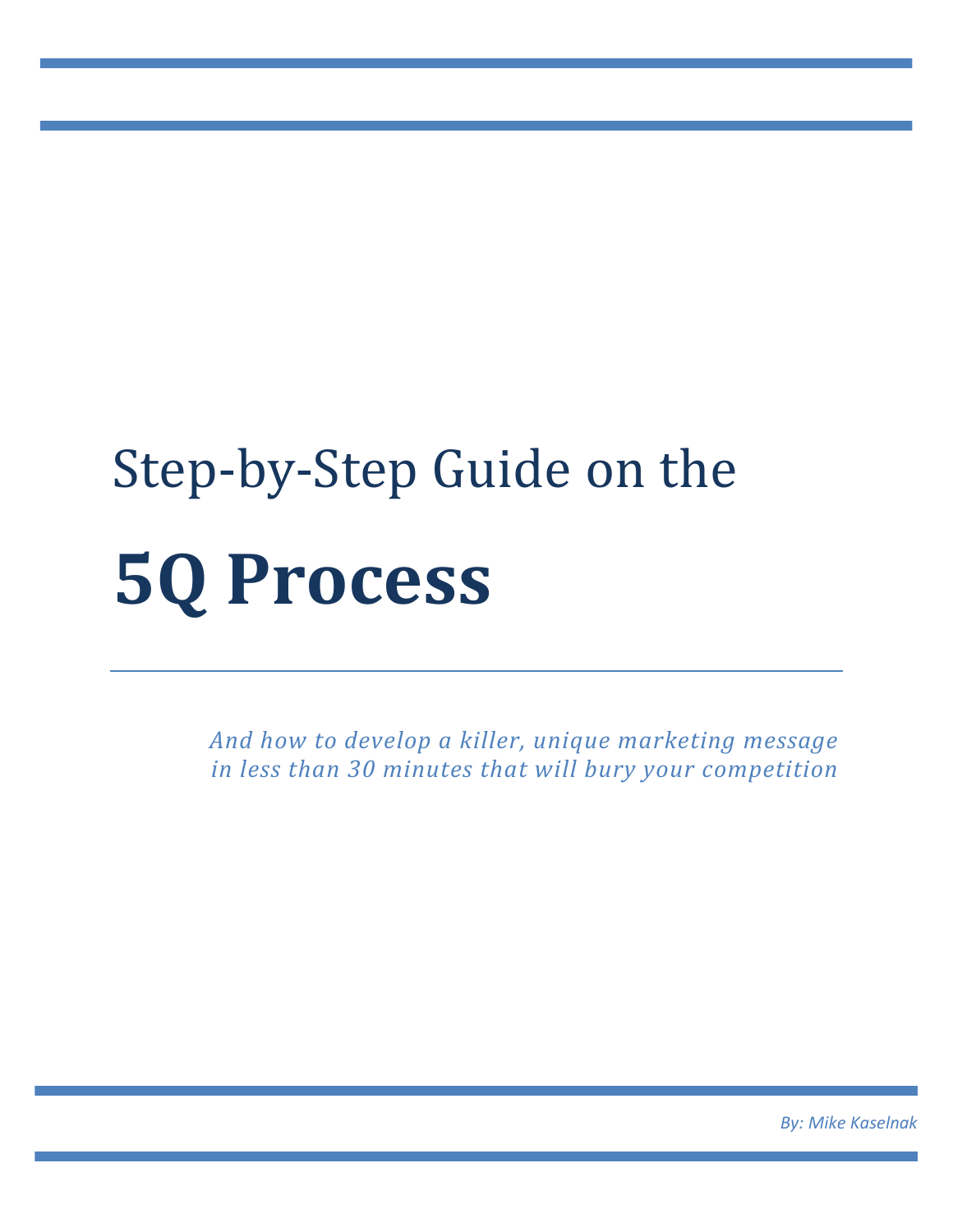# Step-by-Step Guide on the

# **5Q Process**

*And how to develop a killer, unique marketing message in less than 30 minutes that will bury your competition*

*By: Mike Kaselnak*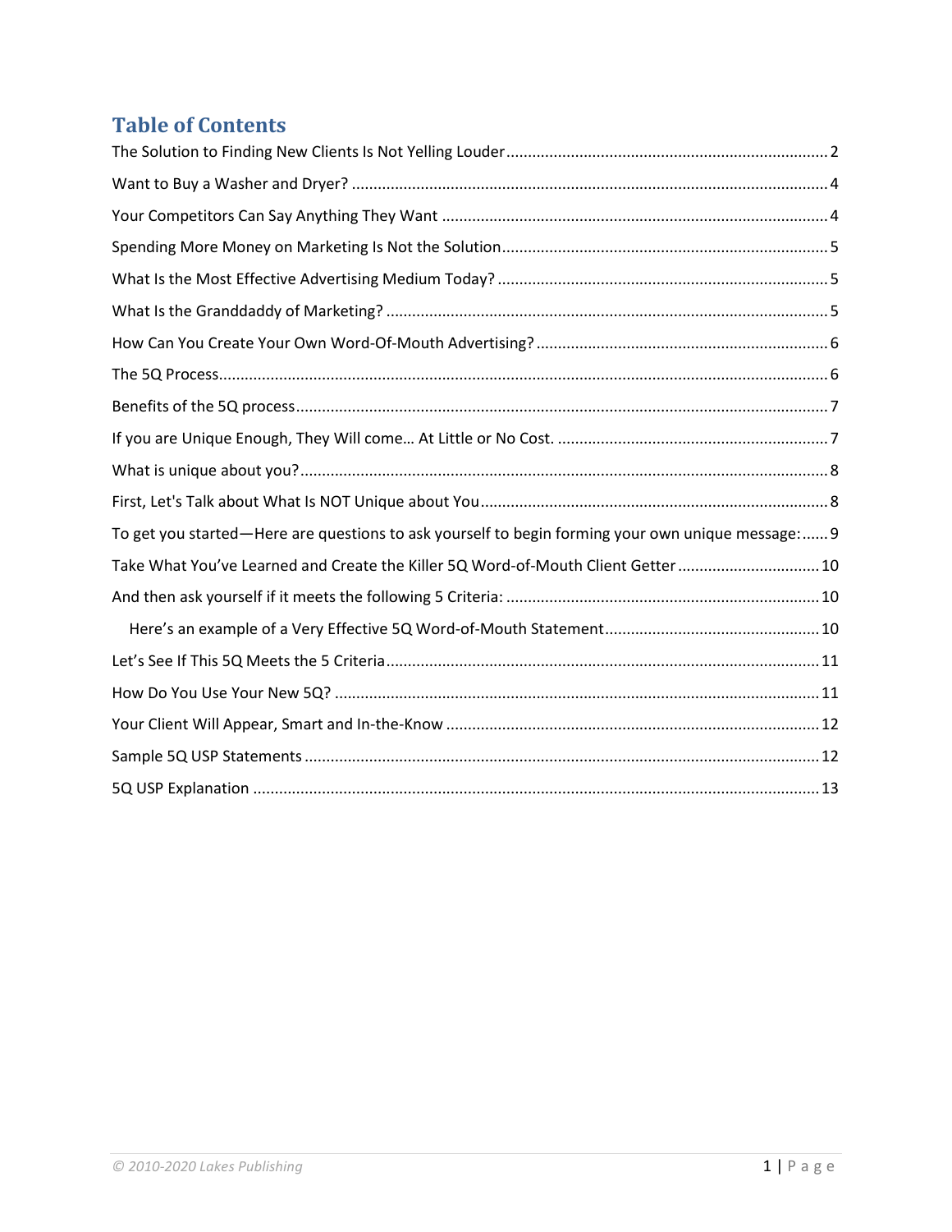# Table of Contents

The Solution to Finding New Clients Is Not Yelling Louder .......... 2

Want to Buy a Washer and Dryer? .......... 4

Your Competitors Can Say Anything They Want .......... 4

Spending More Money on Marketing Is Not the Solution .......... 5

What Is the Most Effective Advertising Medium Today? .......... 5

What Is the Granddaddy of Marketing? .......... 5

How Can You Create Your Own Word-Of-Mouth Advertising? .......... 6

The 5Q Process .......... 6

Benefits of the 5Q process .......... 7

If you are Unique Enough, They Will come… At Little or No Cost. .......... 7

What is unique about you? .......... 8

First, Let's Talk about What Is NOT Unique about You .......... 8

To get you started—Here are questions to ask yourself to begin forming your own unique message: .......... 9

Take What You've Learned and Create the Killer 5Q Word-of-Mouth Client Getter .......... 10

And then ask yourself if it meets the following 5 Criteria: .......... 10

- Here's an example of a Very Effective 5Q Word-of-Mouth Statement .......... 10

Let's See If This 5Q Meets the 5 Criteria .......... 11

How Do You Use Your New 5Q? .......... 11

Your Client Will Appear, Smart and In-the-Know .......... 12

Sample 5Q USP Statements .......... 12

5Q USP Explanation .......... 13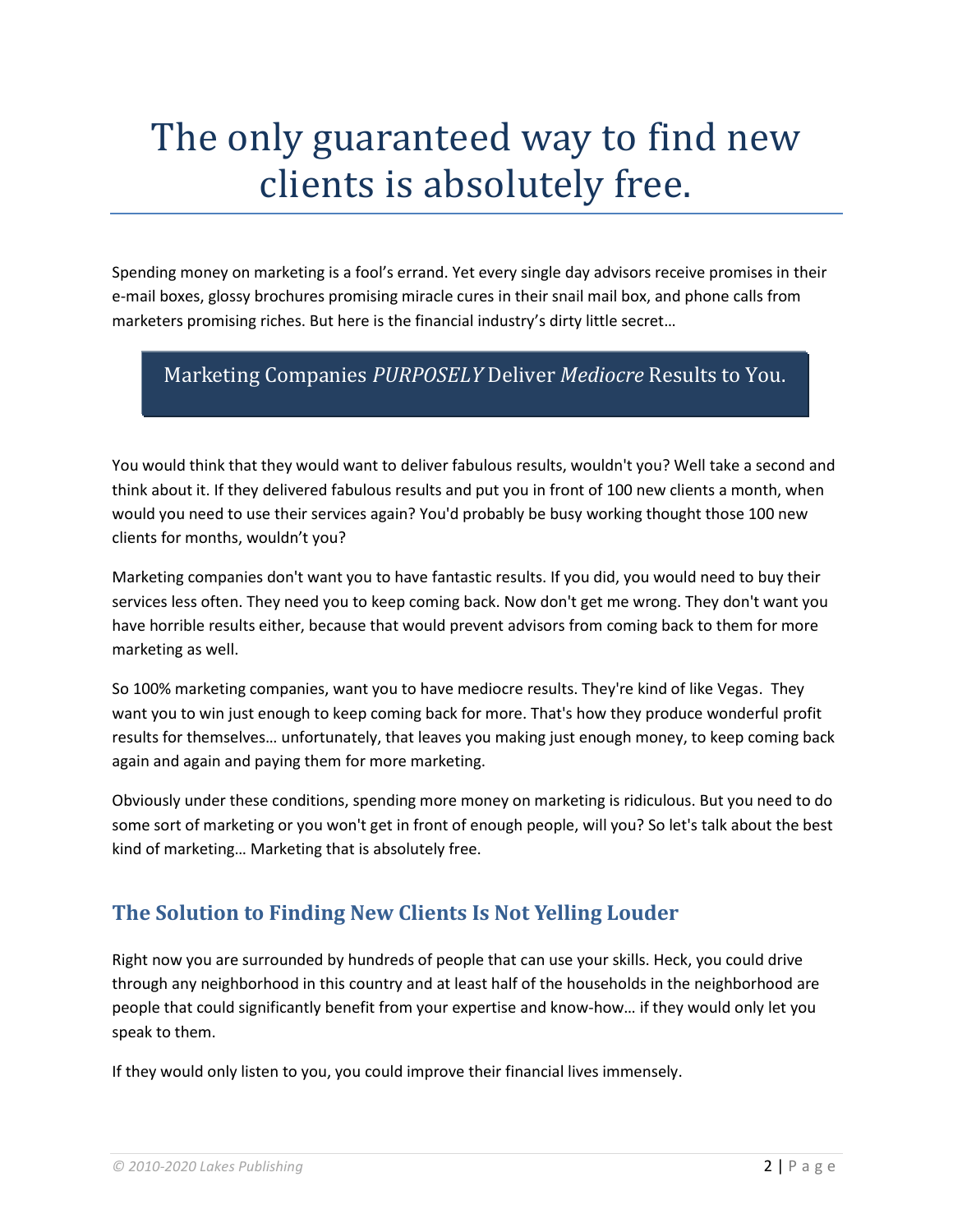# The only guaranteed way to find new clients is absolutely free.

Spending money on marketing is a fool's errand. Yet every single day advisors receive promises in their e-mail boxes, glossy brochures promising miracle cures in their snail mail box, and phone calls from marketers promising riches. But here is the financial industry's dirty little secret…

> Marketing Companies *PURPOSELY* Deliver *Mediocre* Results to You.

You would think that they would want to deliver fabulous results, wouldn't you? Well take a second and think about it. If they delivered fabulous results and put you in front of 100 new clients a month, when would you need to use their services again? You'd probably be busy working thought those 100 new clients for months, wouldn't you?

Marketing companies don't want you to have fantastic results. If you did, you would need to buy their services less often. They need you to keep coming back. Now don't get me wrong. They don't want you have horrible results either, because that would prevent advisors from coming back to them for more marketing as well.

So 100% marketing companies, want you to have mediocre results. They're kind of like Vegas. They want you to win just enough to keep coming back for more. That's how they produce wonderful profit results for themselves… unfortunately, that leaves you making just enough money, to keep coming back again and again and paying them for more marketing.

Obviously under these conditions, spending more money on marketing is ridiculous. But you need to do some sort of marketing or you won't get in front of enough people, will you? So let's talk about the best kind of marketing… Marketing that is absolutely free.

## The Solution to Finding New Clients Is Not Yelling Louder

Right now you are surrounded by hundreds of people that can use your skills. Heck, you could drive through any neighborhood in this country and at least half of the households in the neighborhood are people that could significantly benefit from your expertise and know-how… if they would only let you speak to them.

If they would only listen to you, you could improve their financial lives immensely.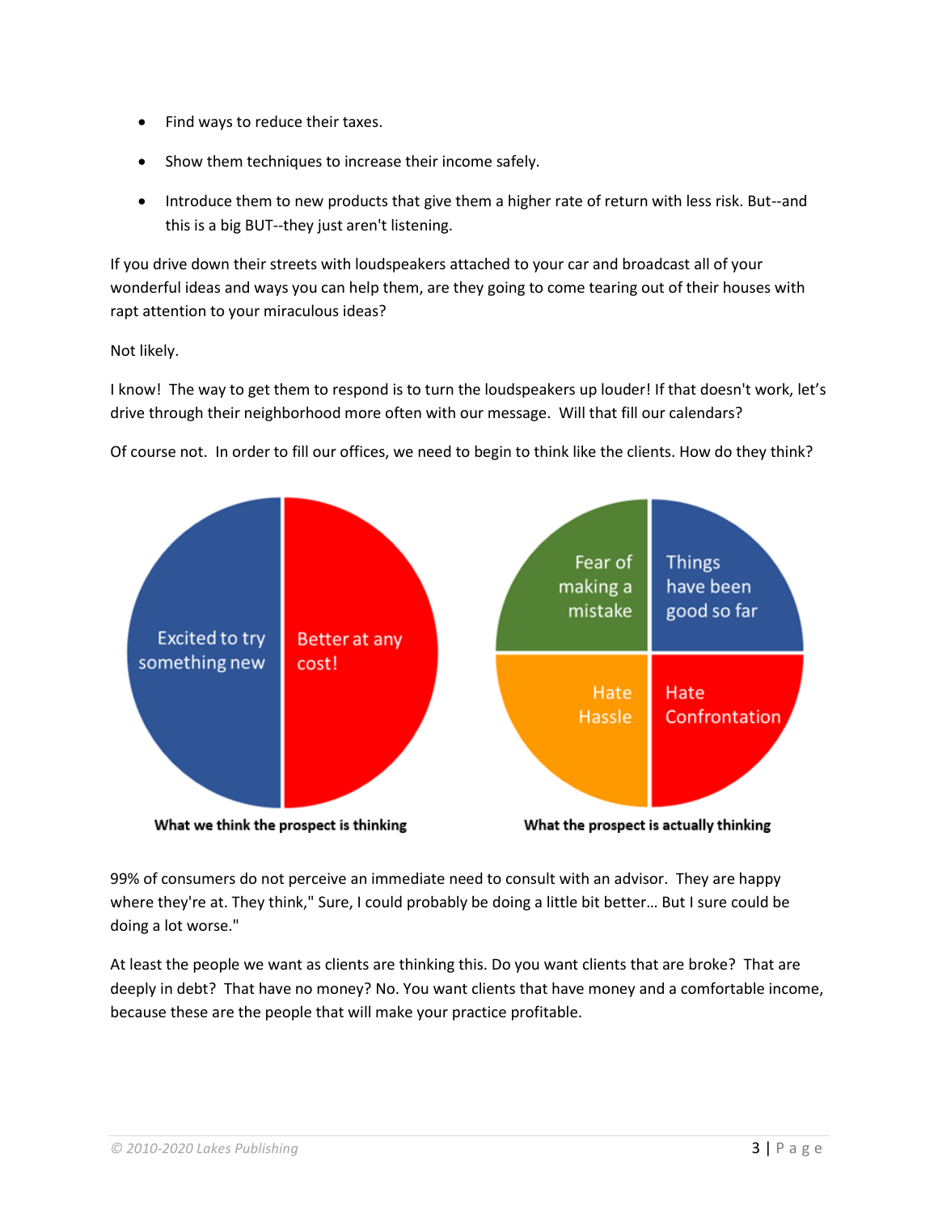- Find ways to reduce their taxes.
- Show them techniques to increase their income safely.
- Introduce them to new products that give them a higher rate of return with less risk. But--and this is a big BUT--they just aren't listening.

If you drive down their streets with loudspeakers attached to your car and broadcast all of your wonderful ideas and ways you can help them, are they going to come tearing out of their houses with rapt attention to your miraculous ideas?

Not likely.

I know! The way to get them to respond is to turn the loudspeakers up louder! If that doesn't work, let's drive through their neighborhood more often with our message. Will that fill our calendars?

Of course not. In order to fill our offices, we need to begin to think like the clients. How do they think?

Excited to try something new | Better at any cost!

**What we think the prospect is thinking**

Fear of making a mistake | Things have been good so far | Hate Hassle | Hate Confrontation

**What the prospect is actually thinking**

99% of consumers do not perceive an immediate need to consult with an advisor. They are happy where they're at. They think," Sure, I could probably be doing a little bit better… But I sure could be doing a lot worse."

At least the people we want as clients are thinking this. Do you want clients that are broke? That are deeply in debt? That have no money? No. You want clients that have money and a comfortable income, because these are the people that will make your practice profitable.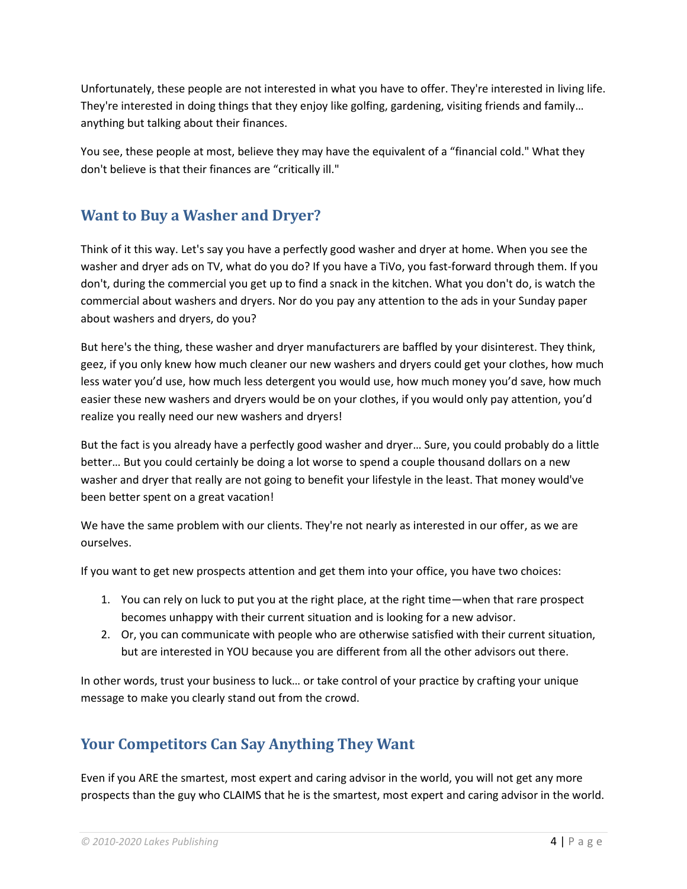Unfortunately, these people are not interested in what you have to offer. They're interested in living life. They're interested in doing things that they enjoy like golfing, gardening, visiting friends and family… anything but talking about their finances.

You see, these people at most, believe they may have the equivalent of a “financial cold." What they don't believe is that their finances are “critically ill."

## Want to Buy a Washer and Dryer?

Think of it this way. Let's say you have a perfectly good washer and dryer at home. When you see the washer and dryer ads on TV, what do you do? If you have a TiVo, you fast-forward through them. If you don't, during the commercial you get up to find a snack in the kitchen. What you don't do, is watch the commercial about washers and dryers. Nor do you pay any attention to the ads in your Sunday paper about washers and dryers, do you?

But here's the thing, these washer and dryer manufacturers are baffled by your disinterest. They think, geez, if you only knew how much cleaner our new washers and dryers could get your clothes, how much less water you'd use, how much less detergent you would use, how much money you'd save, how much easier these new washers and dryers would be on your clothes, if you would only pay attention, you'd realize you really need our new washers and dryers!

But the fact is you already have a perfectly good washer and dryer… Sure, you could probably do a little better… But you could certainly be doing a lot worse to spend a couple thousand dollars on a new washer and dryer that really are not going to benefit your lifestyle in the least. That money would've been better spent on a great vacation!

We have the same problem with our clients. They're not nearly as interested in our offer, as we are ourselves.

If you want to get new prospects attention and get them into your office, you have two choices:

1. You can rely on luck to put you at the right place, at the right time—when that rare prospect becomes unhappy with their current situation and is looking for a new advisor.
2. Or, you can communicate with people who are otherwise satisfied with their current situation, but are interested in YOU because you are different from all the other advisors out there.

In other words, trust your business to luck… or take control of your practice by crafting your unique message to make you clearly stand out from the crowd.

## Your Competitors Can Say Anything They Want

Even if you ARE the smartest, most expert and caring advisor in the world, you will not get any more prospects than the guy who CLAIMS that he is the smartest, most expert and caring advisor in the world.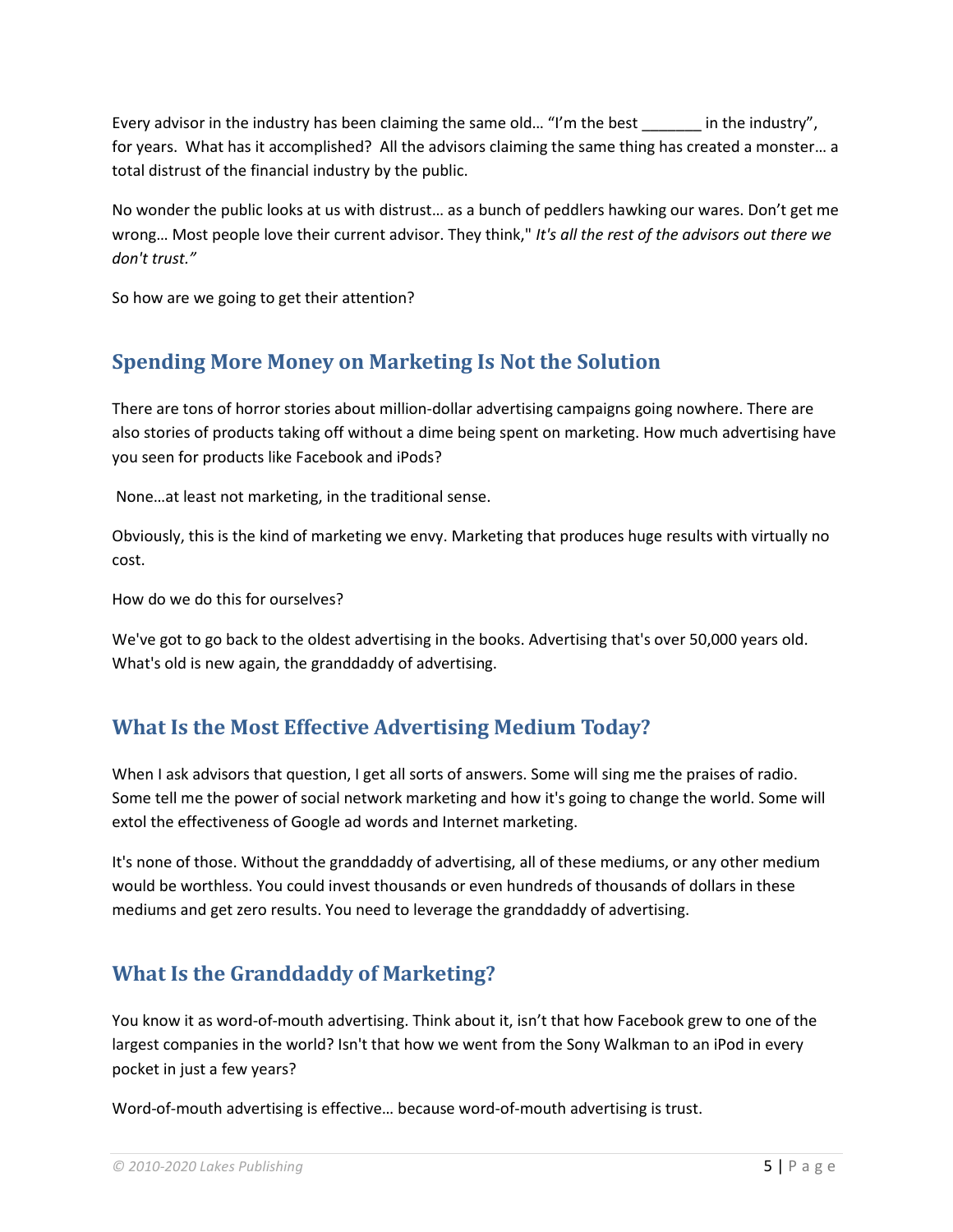Every advisor in the industry has been claiming the same old… "I'm the best _______ in the industry", for years. What has it accomplished? All the advisors claiming the same thing has created a monster… a total distrust of the financial industry by the public.

No wonder the public looks at us with distrust… as a bunch of peddlers hawking our wares. Don't get me wrong… Most people love their current advisor. They think," *It's all the rest of the advisors out there we don't trust."*

So how are we going to get their attention?

## Spending More Money on Marketing Is Not the Solution

There are tons of horror stories about million-dollar advertising campaigns going nowhere. There are also stories of products taking off without a dime being spent on marketing. How much advertising have you seen for products like Facebook and iPods?

None…at least not marketing, in the traditional sense.

Obviously, this is the kind of marketing we envy. Marketing that produces huge results with virtually no cost.

How do we do this for ourselves?

We've got to go back to the oldest advertising in the books. Advertising that's over 50,000 years old. What's old is new again, the granddaddy of advertising.

## What Is the Most Effective Advertising Medium Today?

When I ask advisors that question, I get all sorts of answers. Some will sing me the praises of radio. Some tell me the power of social network marketing and how it's going to change the world. Some will extol the effectiveness of Google ad words and Internet marketing.

It's none of those. Without the granddaddy of advertising, all of these mediums, or any other medium would be worthless. You could invest thousands or even hundreds of thousands of dollars in these mediums and get zero results. You need to leverage the granddaddy of advertising.

## What Is the Granddaddy of Marketing?

You know it as word-of-mouth advertising. Think about it, isn't that how Facebook grew to one of the largest companies in the world? Isn't that how we went from the Sony Walkman to an iPod in every pocket in just a few years?

Word-of-mouth advertising is effective… because word-of-mouth advertising is trust.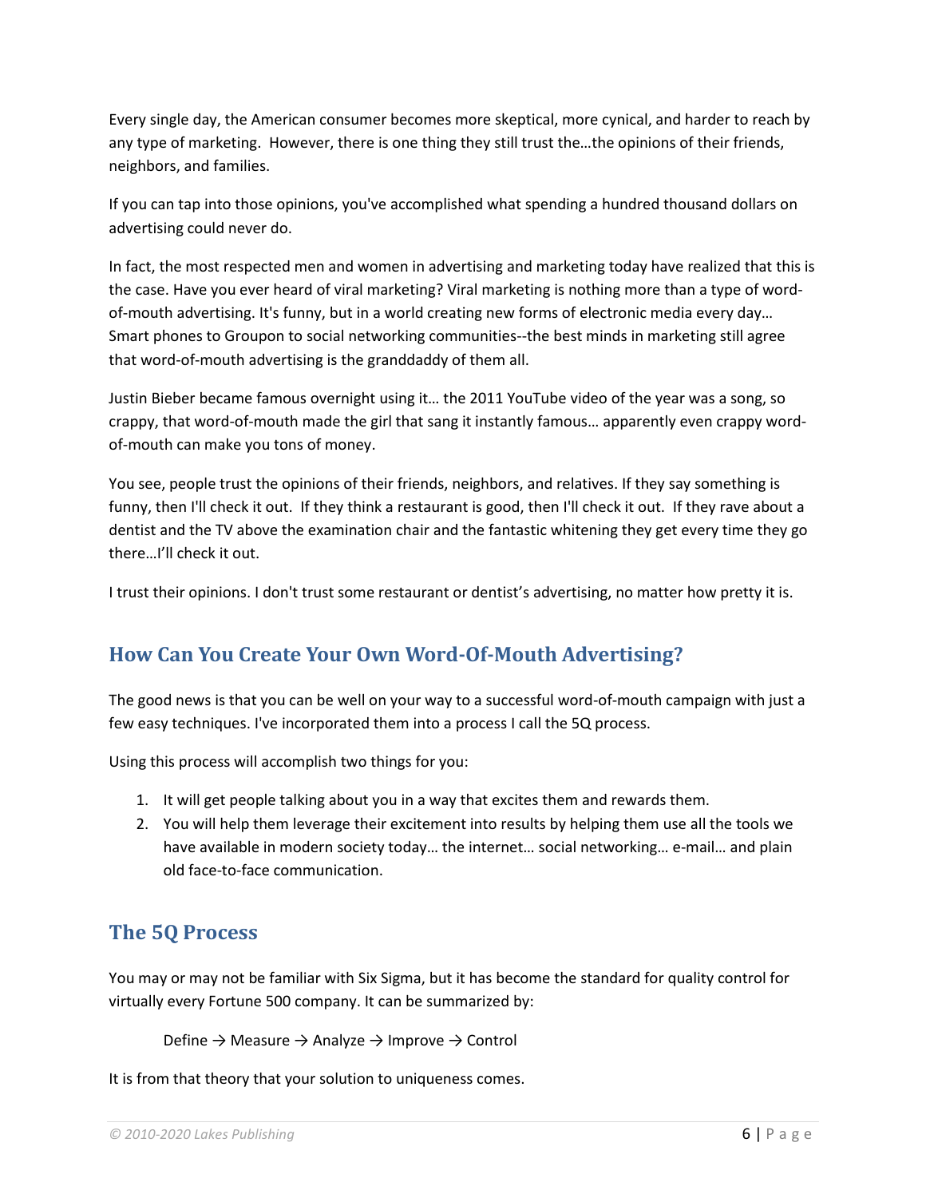Every single day, the American consumer becomes more skeptical, more cynical, and harder to reach by any type of marketing. However, there is one thing they still trust the…the opinions of their friends, neighbors, and families.

If you can tap into those opinions, you've accomplished what spending a hundred thousand dollars on advertising could never do.

In fact, the most respected men and women in advertising and marketing today have realized that this is the case. Have you ever heard of viral marketing? Viral marketing is nothing more than a type of word-of-mouth advertising. It's funny, but in a world creating new forms of electronic media every day… Smart phones to Groupon to social networking communities--the best minds in marketing still agree that word-of-mouth advertising is the granddaddy of them all.

Justin Bieber became famous overnight using it… the 2011 YouTube video of the year was a song, so crappy, that word-of-mouth made the girl that sang it instantly famous… apparently even crappy word-of-mouth can make you tons of money.

You see, people trust the opinions of their friends, neighbors, and relatives. If they say something is funny, then I'll check it out. If they think a restaurant is good, then I'll check it out. If they rave about a dentist and the TV above the examination chair and the fantastic whitening they get every time they go there…I'll check it out.

I trust their opinions. I don't trust some restaurant or dentist's advertising, no matter how pretty it is.

## How Can You Create Your Own Word-Of-Mouth Advertising?

The good news is that you can be well on your way to a successful word-of-mouth campaign with just a few easy techniques. I've incorporated them into a process I call the 5Q process.

Using this process will accomplish two things for you:

1. It will get people talking about you in a way that excites them and rewards them.
2. You will help them leverage their excitement into results by helping them use all the tools we have available in modern society today… the internet… social networking… e-mail… and plain old face-to-face communication.

## The 5Q Process

You may or may not be familiar with Six Sigma, but it has become the standard for quality control for virtually every Fortune 500 company. It can be summarized by:

Define → Measure → Analyze → Improve → Control

It is from that theory that your solution to uniqueness comes.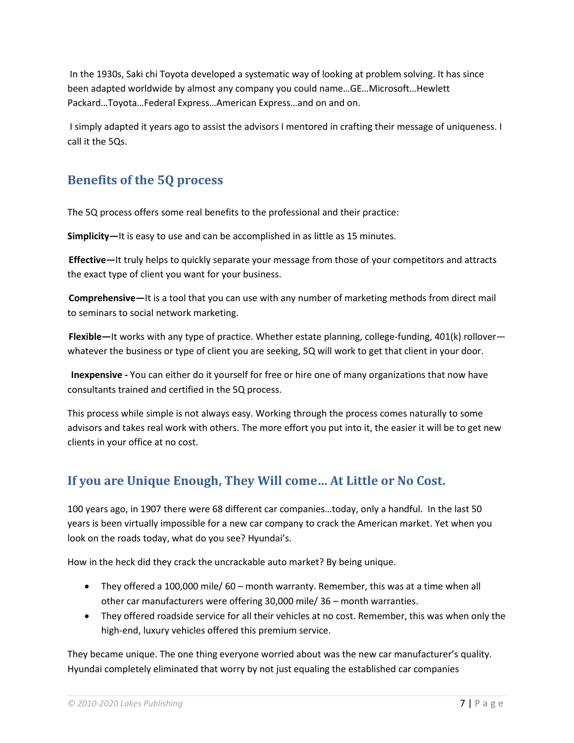In the 1930s, Saki chi Toyota developed a systematic way of looking at problem solving. It has since been adapted worldwide by almost any company you could name…GE…Microsoft…Hewlett Packard…Toyota…Federal Express…American Express…and on and on.

I simply adapted it years ago to assist the advisors I mentored in crafting their message of uniqueness. I call it the 5Qs.

## Benefits of the 5Q process

The 5Q process offers some real benefits to the professional and their practice:

**Simplicity—**It is easy to use and can be accomplished in as little as 15 minutes.

**Effective—**It truly helps to quickly separate your message from those of your competitors and attracts the exact type of client you want for your business.

**Comprehensive—**It is a tool that you can use with any number of marketing methods from direct mail to seminars to social network marketing.

**Flexible—**It works with any type of practice. Whether estate planning, college-funding, 401(k) rollover—whatever the business or type of client you are seeking, 5Q will work to get that client in your door.

**Inexpensive -** You can either do it yourself for free or hire one of many organizations that now have consultants trained and certified in the 5Q process.

This process while simple is not always easy. Working through the process comes naturally to some advisors and takes real work with others. The more effort you put into it, the easier it will be to get new clients in your office at no cost.

## If you are Unique Enough, They Will come… At Little or No Cost.

100 years ago, in 1907 there were 68 different car companies…today, only a handful. In the last 50 years is been virtually impossible for a new car company to crack the American market. Yet when you look on the roads today, what do you see? Hyundai's.

How in the heck did they crack the uncrackable auto market? By being unique.

- They offered a 100,000 mile/ 60 – month warranty. Remember, this was at a time when all other car manufacturers were offering 30,000 mile/ 36 – month warranties.
- They offered roadside service for all their vehicles at no cost. Remember, this was when only the high-end, luxury vehicles offered this premium service.

They became unique. The one thing everyone worried about was the new car manufacturer's quality. Hyundai completely eliminated that worry by not just equaling the established car companies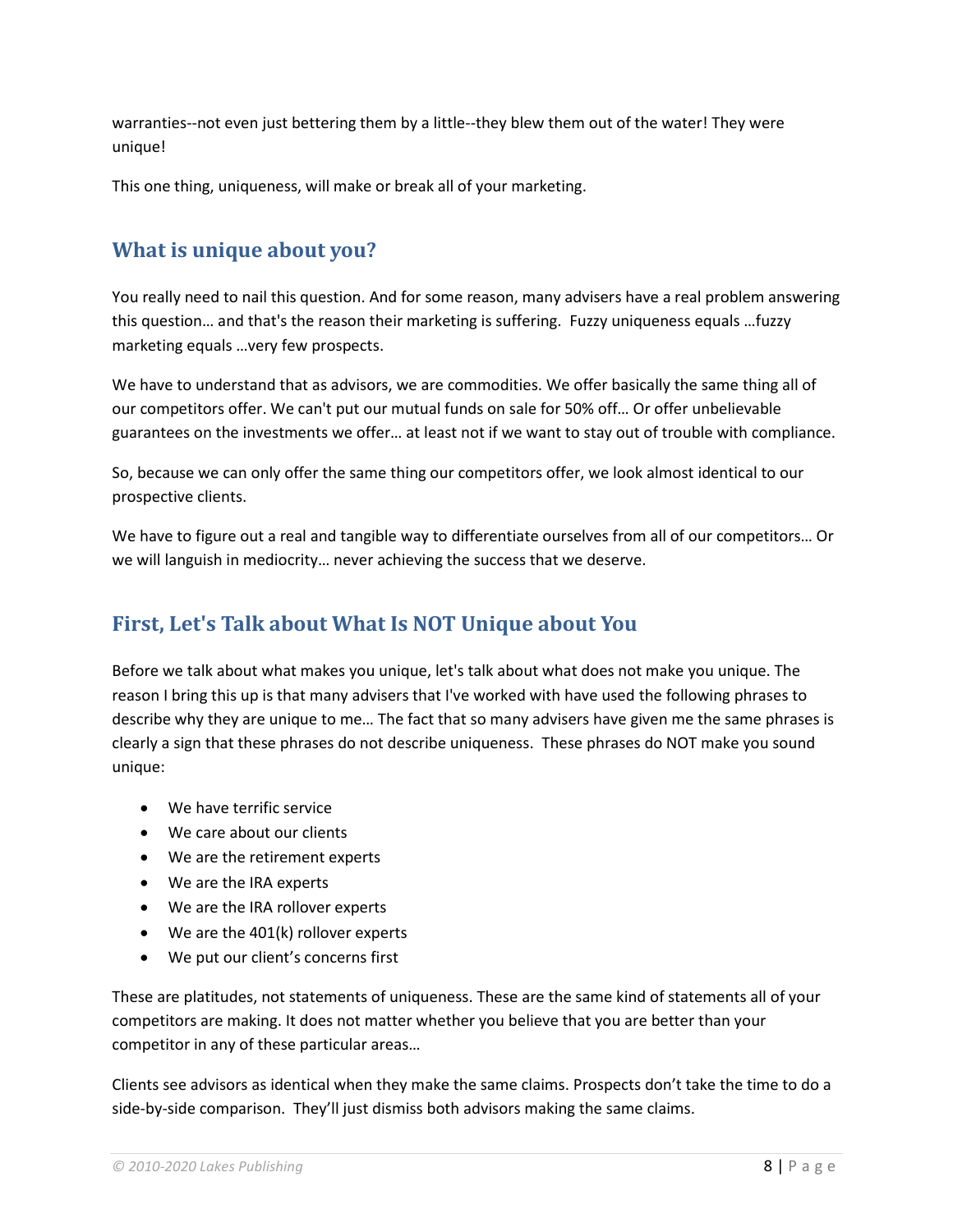warranties--not even just bettering them by a little--they blew them out of the water! They were unique!

This one thing, uniqueness, will make or break all of your marketing.

## What is unique about you?

You really need to nail this question. And for some reason, many advisers have a real problem answering this question… and that's the reason their marketing is suffering. Fuzzy uniqueness equals …fuzzy marketing equals …very few prospects.

We have to understand that as advisors, we are commodities. We offer basically the same thing all of our competitors offer. We can't put our mutual funds on sale for 50% off… Or offer unbelievable guarantees on the investments we offer… at least not if we want to stay out of trouble with compliance.

So, because we can only offer the same thing our competitors offer, we look almost identical to our prospective clients.

We have to figure out a real and tangible way to differentiate ourselves from all of our competitors… Or we will languish in mediocrity… never achieving the success that we deserve.

## First, Let's Talk about What Is NOT Unique about You

Before we talk about what makes you unique, let's talk about what does not make you unique. The reason I bring this up is that many advisers that I've worked with have used the following phrases to describe why they are unique to me… The fact that so many advisers have given me the same phrases is clearly a sign that these phrases do not describe uniqueness. These phrases do NOT make you sound unique:

- We have terrific service
- We care about our clients
- We are the retirement experts
- We are the IRA experts
- We are the IRA rollover experts
- We are the 401(k) rollover experts
- We put our client's concerns first

These are platitudes, not statements of uniqueness. These are the same kind of statements all of your competitors are making. It does not matter whether you believe that you are better than your competitor in any of these particular areas…

Clients see advisors as identical when they make the same claims. Prospects don't take the time to do a side-by-side comparison. They'll just dismiss both advisors making the same claims.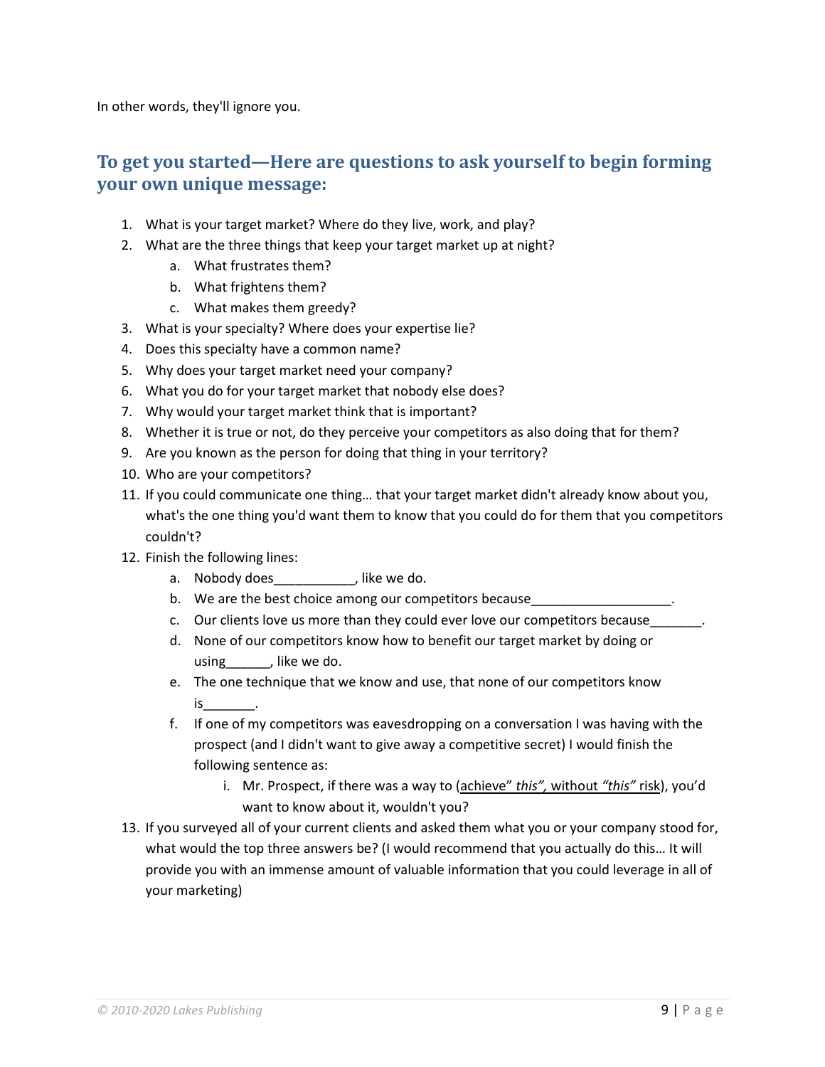In other words, they'll ignore you.

## To get you started—Here are questions to ask yourself to begin forming your own unique message:

1. What is your target market? Where do they live, work, and play?
2. What are the three things that keep your target market up at night?
    a. What frustrates them?
    b. What frightens them?
    c. What makes them greedy?
3. What is your specialty? Where does your expertise lie?
4. Does this specialty have a common name?
5. Why does your target market need your company?
6. What you do for your target market that nobody else does?
7. Why would your target market think that is important?
8. Whether it is true or not, do they perceive your competitors as also doing that for them?
9. Are you known as the person for doing that thing in your territory?
10. Who are your competitors?
11. If you could communicate one thing… that your target market didn't already know about you, what's the one thing you'd want them to know that you could do for them that you competitors couldn't?
12. Finish the following lines:
    a. Nobody does___________, like we do.
    b. We are the best choice among our competitors because___________________.
    c. Our clients love us more than they could ever love our competitors because_______.
    d. None of our competitors know how to benefit our target market by doing or using______, like we do.
    e. The one technique that we know and use, that none of our competitors know is_______.
    f. If one of my competitors was eavesdropping on a conversation I was having with the prospect (and I didn't want to give away a competitive secret) I would finish the following sentence as:
        i. Mr. Prospect, if there was a way to (achieve" *this",* without *"this"* risk), you'd want to know about it, wouldn't you?
13. If you surveyed all of your current clients and asked them what you or your company stood for, what would the top three answers be? (I would recommend that you actually do this… It will provide you with an immense amount of valuable information that you could leverage in all of your marketing)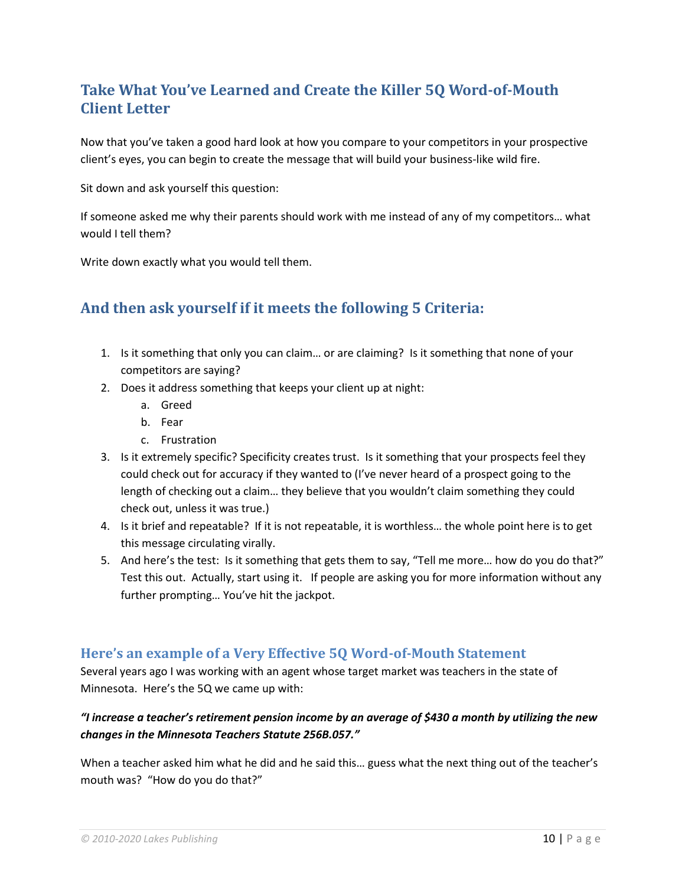## Take What You've Learned and Create the Killer 5Q Word-of-Mouth Client Letter

Now that you've taken a good hard look at how you compare to your competitors in your prospective client's eyes, you can begin to create the message that will build your business-like wild fire.

Sit down and ask yourself this question:

If someone asked me why their parents should work with me instead of any of my competitors… what would I tell them?

Write down exactly what you would tell them.

## And then ask yourself if it meets the following 5 Criteria:

1. Is it something that only you can claim… or are claiming? Is it something that none of your competitors are saying?
2. Does it address something that keeps your client up at night:
   a. Greed
   b. Fear
   c. Frustration
3. Is it extremely specific? Specificity creates trust. Is it something that your prospects feel they could check out for accuracy if they wanted to (I've never heard of a prospect going to the length of checking out a claim… they believe that you wouldn't claim something they could check out, unless it was true.)
4. Is it brief and repeatable? If it is not repeatable, it is worthless… the whole point here is to get this message circulating virally.
5. And here's the test: Is it something that gets them to say, "Tell me more… how do you do that?" Test this out. Actually, start using it. If people are asking you for more information without any further prompting… You've hit the jackpot.

### Here's an example of a Very Effective 5Q Word-of-Mouth Statement

Several years ago I was working with an agent whose target market was teachers in the state of Minnesota. Here's the 5Q we came up with:

***"I increase a teacher's retirement pension income by an average of $430 a month by utilizing the new changes in the Minnesota Teachers Statute 256B.057."***

When a teacher asked him what he did and he said this… guess what the next thing out of the teacher's mouth was? "How do you do that?"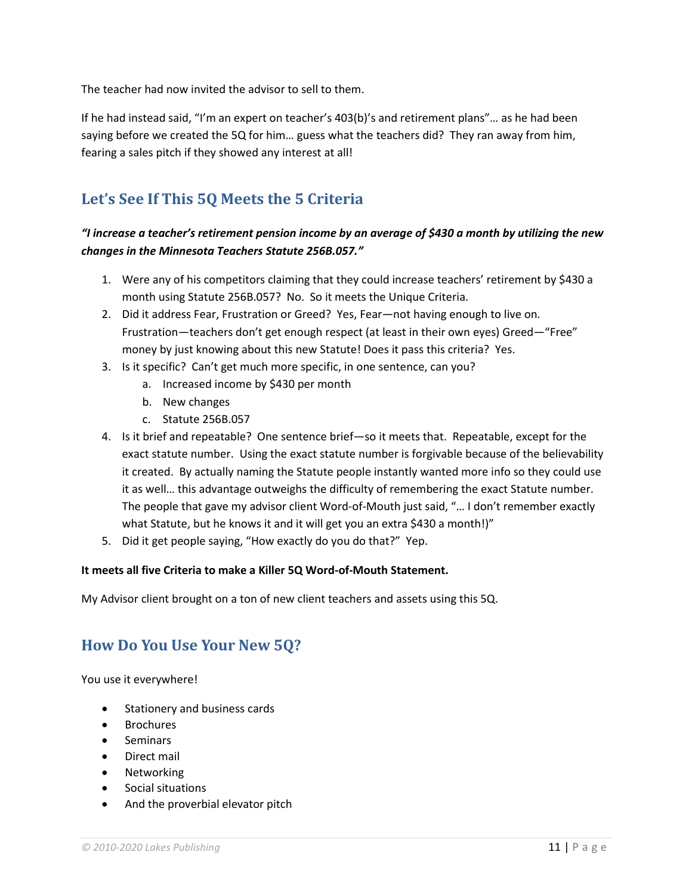The teacher had now invited the advisor to sell to them.

If he had instead said, "I'm an expert on teacher's 403(b)'s and retirement plans"… as he had been saying before we created the 5Q for him… guess what the teachers did? They ran away from him, fearing a sales pitch if they showed any interest at all!

## Let's See If This 5Q Meets the 5 Criteria

***"I increase a teacher's retirement pension income by an average of $430 a month by utilizing the new changes in the Minnesota Teachers Statute 256B.057."***

1. Were any of his competitors claiming that they could increase teachers' retirement by $430 a month using Statute 256B.057? No. So it meets the Unique Criteria.
2. Did it address Fear, Frustration or Greed? Yes, Fear—not having enough to live on. Frustration—teachers don't get enough respect (at least in their own eyes) Greed—"Free" money by just knowing about this new Statute! Does it pass this criteria? Yes.
3. Is it specific? Can't get much more specific, in one sentence, can you?
    a. Increased income by $430 per month
    b. New changes
    c. Statute 256B.057
4. Is it brief and repeatable? One sentence brief—so it meets that. Repeatable, except for the exact statute number. Using the exact statute number is forgivable because of the believability it created. By actually naming the Statute people instantly wanted more info so they could use it as well… this advantage outweighs the difficulty of remembering the exact Statute number. The people that gave my advisor client Word-of-Mouth just said, "… I don't remember exactly what Statute, but he knows it and it will get you an extra $430 a month!)"
5. Did it get people saying, "How exactly do you do that?" Yep.

**It meets all five Criteria to make a Killer 5Q Word-of-Mouth Statement.**

My Advisor client brought on a ton of new client teachers and assets using this 5Q.

## How Do You Use Your New 5Q?

You use it everywhere!

- Stationery and business cards
- Brochures
- Seminars
- Direct mail
- Networking
- Social situations
- And the proverbial elevator pitch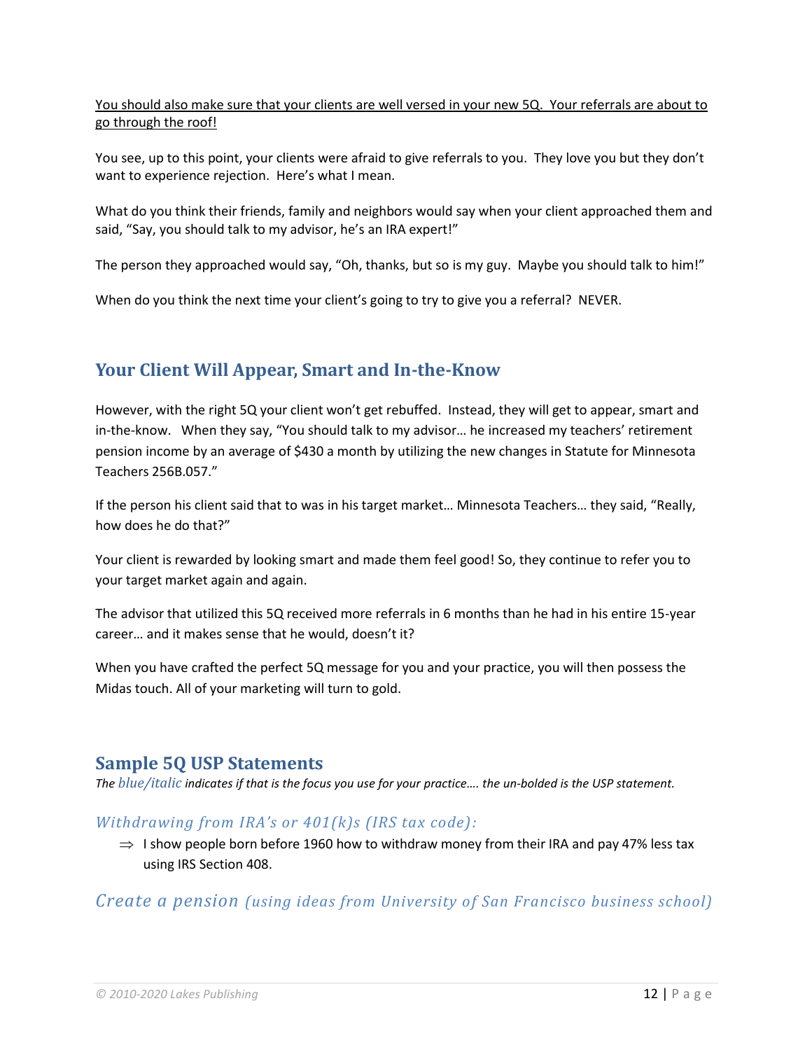<u>You should also make sure that your clients are well versed in your new 5Q. Your referrals are about to go through the roof!</u>

You see, up to this point, your clients were afraid to give referrals to you. They love you but they don't want to experience rejection. Here's what I mean.

What do you think their friends, family and neighbors would say when your client approached them and said, "Say, you should talk to my advisor, he's an IRA expert!"

The person they approached would say, "Oh, thanks, but so is my guy. Maybe you should talk to him!"

When do you think the next time your client's going to try to give you a referral? NEVER.

## Your Client Will Appear, Smart and In-the-Know

However, with the right 5Q your client won't get rebuffed. Instead, they will get to appear, smart and in-the-know. When they say, "You should talk to my advisor… he increased my teachers' retirement pension income by an average of $430 a month by utilizing the new changes in Statute for Minnesota Teachers 256B.057."

If the person his client said that to was in his target market… Minnesota Teachers… they said, "Really, how does he do that?"

Your client is rewarded by looking smart and made them feel good! So, they continue to refer you to your target market again and again.

The advisor that utilized this 5Q received more referrals in 6 months than he had in his entire 15-year career… and it makes sense that he would, doesn't it?

When you have crafted the perfect 5Q message for you and your practice, you will then possess the Midas touch. All of your marketing will turn to gold.

## Sample 5Q USP Statements

*The blue/italic indicates if that is the focus you use for your practice…. the un-bolded is the USP statement.*

### *Withdrawing from IRA's or 401(k)s (IRS tax code):*

- ⇒ I show people born before 1960 how to withdraw money from their IRA and pay 47% less tax using IRS Section 408.

### *Create a pension (using ideas from University of San Francisco business school)*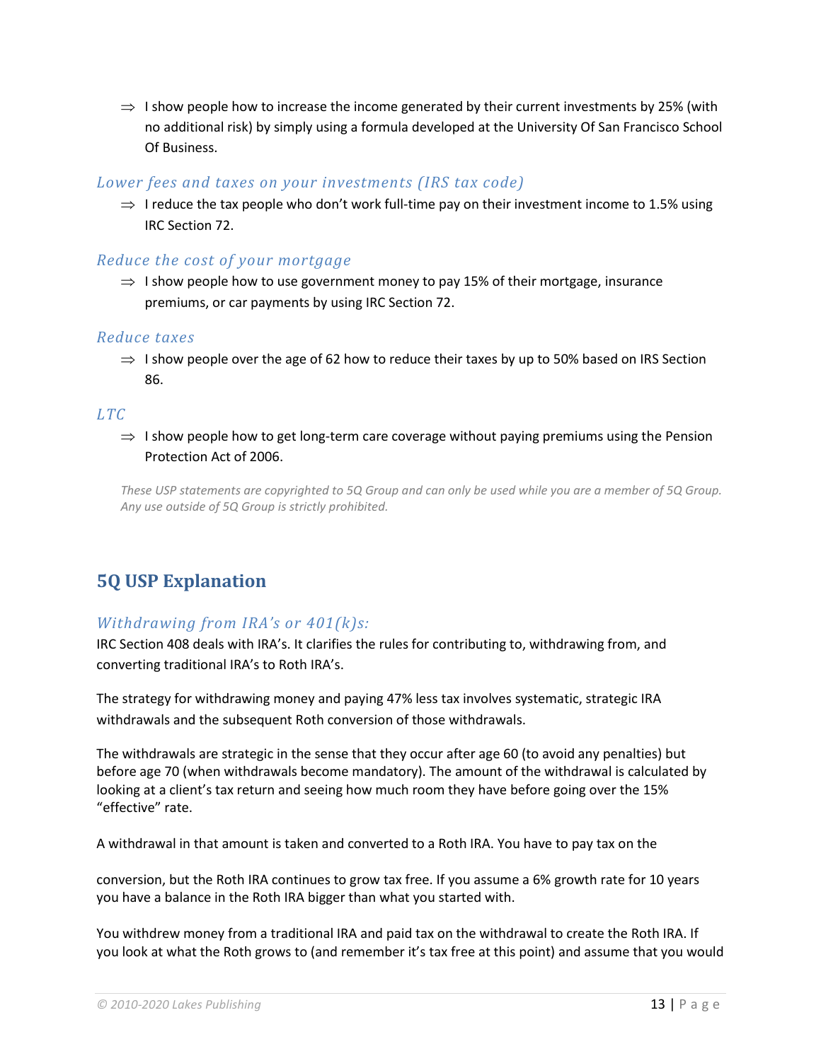⇒ I show people how to increase the income generated by their current investments by 25% (with no additional risk) by simply using a formula developed at the University Of San Francisco School Of Business.

### *Lower fees and taxes on your investments (IRS tax code)*

⇒ I reduce the tax people who don't work full-time pay on their investment income to 1.5% using IRC Section 72.

### *Reduce the cost of your mortgage*

⇒ I show people how to use government money to pay 15% of their mortgage, insurance premiums, or car payments by using IRC Section 72.

### *Reduce taxes*

⇒ I show people over the age of 62 how to reduce their taxes by up to 50% based on IRS Section 86.

### *LTC*

⇒ I show people how to get long-term care coverage without paying premiums using the Pension Protection Act of 2006.

*These USP statements are copyrighted to 5Q Group and can only be used while you are a member of 5Q Group. Any use outside of 5Q Group is strictly prohibited.*

## 5Q USP Explanation

### *Withdrawing from IRA's or 401(k)s:*

IRC Section 408 deals with IRA's. It clarifies the rules for contributing to, withdrawing from, and converting traditional IRA's to Roth IRA's.

The strategy for withdrawing money and paying 47% less tax involves systematic, strategic IRA withdrawals and the subsequent Roth conversion of those withdrawals.

The withdrawals are strategic in the sense that they occur after age 60 (to avoid any penalties) but before age 70 (when withdrawals become mandatory). The amount of the withdrawal is calculated by looking at a client's tax return and seeing how much room they have before going over the 15% "effective" rate.

A withdrawal in that amount is taken and converted to a Roth IRA. You have to pay tax on the conversion, but the Roth IRA continues to grow tax free. If you assume a 6% growth rate for 10 years you have a balance in the Roth IRA bigger than what you started with.

You withdrew money from a traditional IRA and paid tax on the withdrawal to create the Roth IRA. If you look at what the Roth grows to (and remember it's tax free at this point) and assume that you would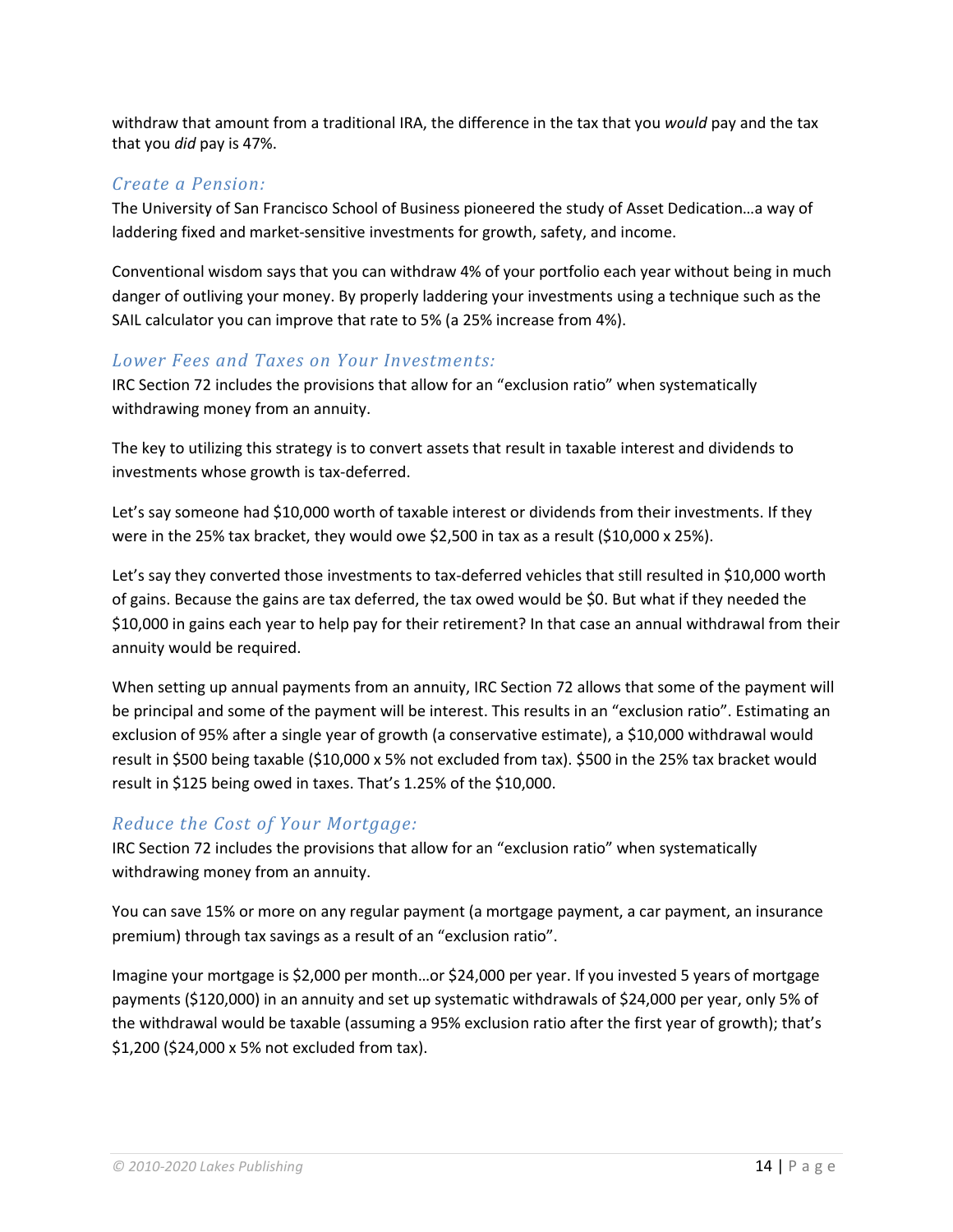withdraw that amount from a traditional IRA, the difference in the tax that you *would* pay and the tax that you *did* pay is 47%.

### *Create a Pension:*

The University of San Francisco School of Business pioneered the study of Asset Dedication…a way of laddering fixed and market-sensitive investments for growth, safety, and income.

Conventional wisdom says that you can withdraw 4% of your portfolio each year without being in much danger of outliving your money. By properly laddering your investments using a technique such as the SAIL calculator you can improve that rate to 5% (a 25% increase from 4%).

### *Lower Fees and Taxes on Your Investments:*

IRC Section 72 includes the provisions that allow for an "exclusion ratio" when systematically withdrawing money from an annuity.

The key to utilizing this strategy is to convert assets that result in taxable interest and dividends to investments whose growth is tax-deferred.

Let's say someone had $10,000 worth of taxable interest or dividends from their investments. If they were in the 25% tax bracket, they would owe $2,500 in tax as a result ($10,000 x 25%).

Let's say they converted those investments to tax-deferred vehicles that still resulted in $10,000 worth of gains. Because the gains are tax deferred, the tax owed would be $0. But what if they needed the $10,000 in gains each year to help pay for their retirement? In that case an annual withdrawal from their annuity would be required.

When setting up annual payments from an annuity, IRC Section 72 allows that some of the payment will be principal and some of the payment will be interest. This results in an "exclusion ratio". Estimating an exclusion of 95% after a single year of growth (a conservative estimate), a $10,000 withdrawal would result in $500 being taxable ($10,000 x 5% not excluded from tax). $500 in the 25% tax bracket would result in $125 being owed in taxes. That's 1.25% of the $10,000.

### *Reduce the Cost of Your Mortgage:*

IRC Section 72 includes the provisions that allow for an "exclusion ratio" when systematically withdrawing money from an annuity.

You can save 15% or more on any regular payment (a mortgage payment, a car payment, an insurance premium) through tax savings as a result of an "exclusion ratio".

Imagine your mortgage is $2,000 per month…or $24,000 per year. If you invested 5 years of mortgage payments ($120,000) in an annuity and set up systematic withdrawals of $24,000 per year, only 5% of the withdrawal would be taxable (assuming a 95% exclusion ratio after the first year of growth); that's $1,200 ($24,000 x 5% not excluded from tax).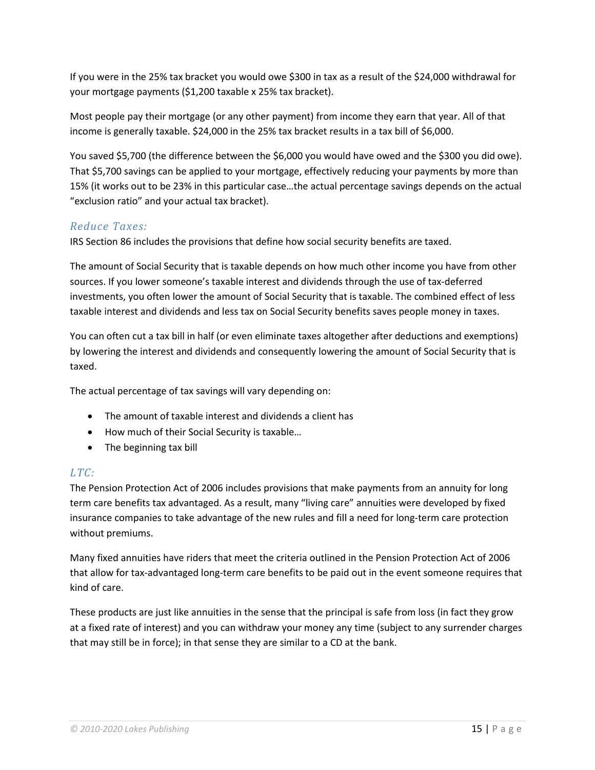If you were in the 25% tax bracket you would owe $300 in tax as a result of the $24,000 withdrawal for your mortgage payments ($1,200 taxable x 25% tax bracket).

Most people pay their mortgage (or any other payment) from income they earn that year. All of that income is generally taxable. $24,000 in the 25% tax bracket results in a tax bill of $6,000.

You saved $5,700 (the difference between the $6,000 you would have owed and the $300 you did owe). That $5,700 savings can be applied to your mortgage, effectively reducing your payments by more than 15% (it works out to be 23% in this particular case…the actual percentage savings depends on the actual "exclusion ratio" and your actual tax bracket).

### *Reduce Taxes:*

IRS Section 86 includes the provisions that define how social security benefits are taxed.

The amount of Social Security that is taxable depends on how much other income you have from other sources. If you lower someone's taxable interest and dividends through the use of tax-deferred investments, you often lower the amount of Social Security that is taxable. The combined effect of less taxable interest and dividends and less tax on Social Security benefits saves people money in taxes.

You can often cut a tax bill in half (or even eliminate taxes altogether after deductions and exemptions) by lowering the interest and dividends and consequently lowering the amount of Social Security that is taxed.

The actual percentage of tax savings will vary depending on:

- The amount of taxable interest and dividends a client has
- How much of their Social Security is taxable…
- The beginning tax bill

### *LTC:*

The Pension Protection Act of 2006 includes provisions that make payments from an annuity for long term care benefits tax advantaged. As a result, many "living care" annuities were developed by fixed insurance companies to take advantage of the new rules and fill a need for long-term care protection without premiums.

Many fixed annuities have riders that meet the criteria outlined in the Pension Protection Act of 2006 that allow for tax-advantaged long-term care benefits to be paid out in the event someone requires that kind of care.

These products are just like annuities in the sense that the principal is safe from loss (in fact they grow at a fixed rate of interest) and you can withdraw your money any time (subject to any surrender charges that may still be in force); in that sense they are similar to a CD at the bank.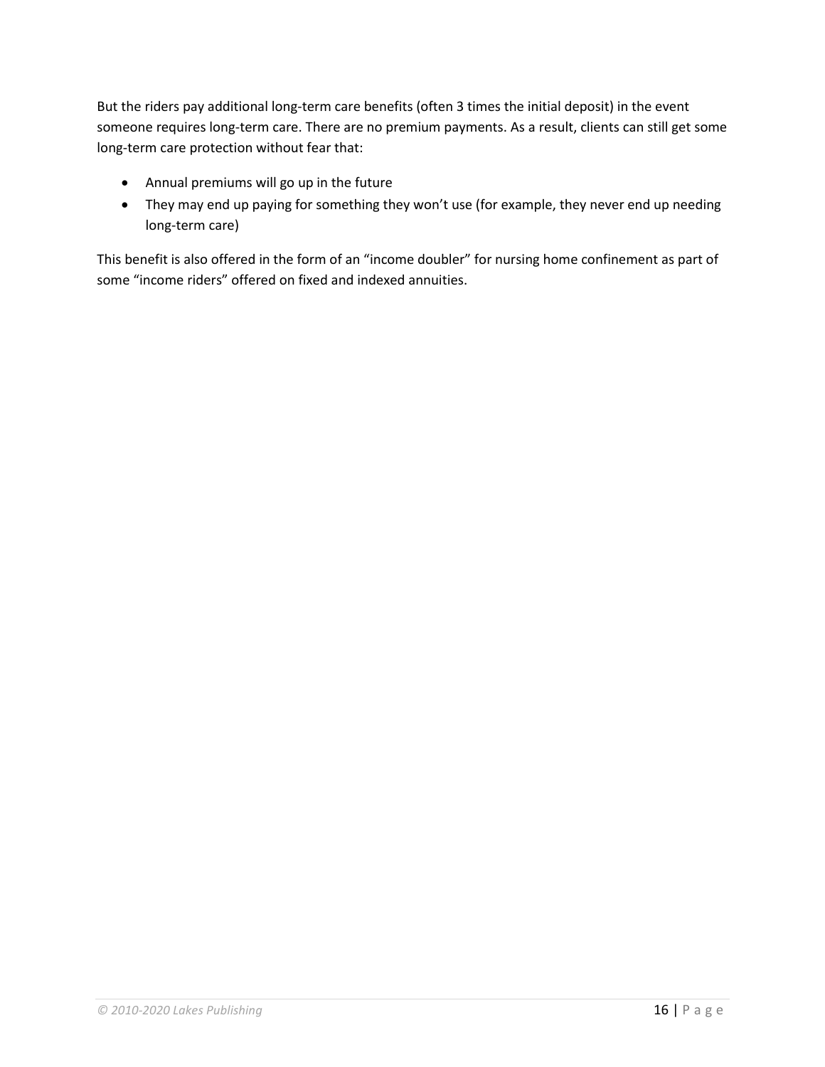But the riders pay additional long-term care benefits (often 3 times the initial deposit) in the event someone requires long-term care. There are no premium payments. As a result, clients can still get some long-term care protection without fear that:

- Annual premiums will go up in the future
- They may end up paying for something they won't use (for example, they never end up needing long-term care)

This benefit is also offered in the form of an "income doubler" for nursing home confinement as part of some "income riders" offered on fixed and indexed annuities.